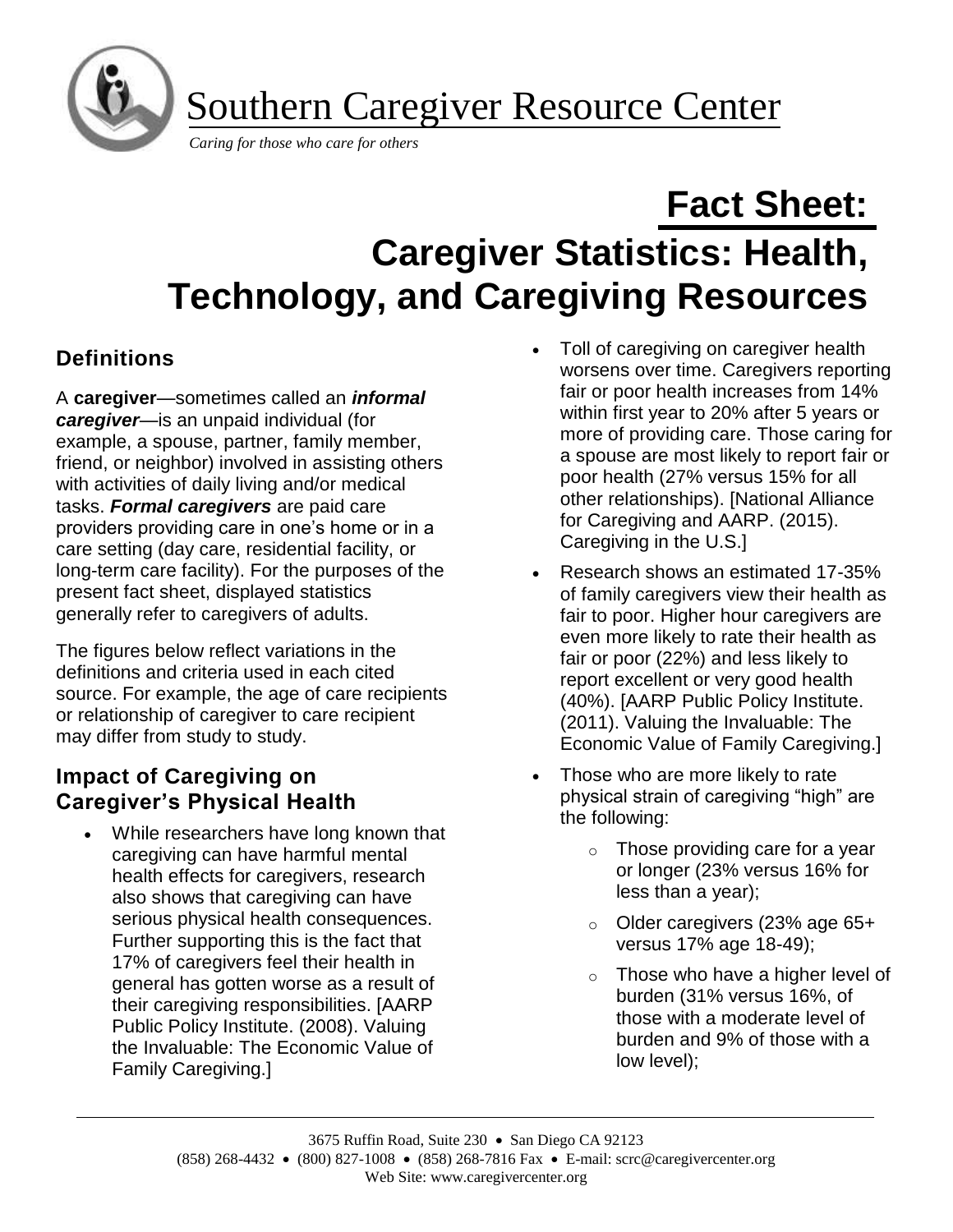# Southern Caregiver Resource Center

*Caring for those who care for others*

# Fact Sheet:

# Caregiver Statistics: Health, Technology, and Caregiving Resources

## Definitions

A **caregiver**—sometimes called an ***informal caregiver***—is an unpaid individual (for example, a spouse, partner, family member, friend, or neighbor) involved in assisting others with activities of daily living and/or medical tasks. ***Formal caregivers*** are paid care providers providing care in one's home or in a care setting (day care, residential facility, or long-term care facility). For the purposes of the present fact sheet, displayed statistics generally refer to caregivers of adults.

The figures below reflect variations in the definitions and criteria used in each cited source. For example, the age of care recipients or relationship of caregiver to care recipient may differ from study to study.

## Impact of Caregiving on Caregiver's Physical Health

- While researchers have long known that caregiving can have harmful mental health effects for caregivers, research also shows that caregiving can have serious physical health consequences. Further supporting this is the fact that 17% of caregivers feel their health in general has gotten worse as a result of their caregiving responsibilities. [AARP Public Policy Institute. (2008). Valuing the Invaluable: The Economic Value of Family Caregiving.]
- Toll of caregiving on caregiver health worsens over time. Caregivers reporting fair or poor health increases from 14% within first year to 20% after 5 years or more of providing care. Those caring for a spouse are most likely to report fair or poor health (27% versus 15% for all other relationships). [National Alliance for Caregiving and AARP. (2015). Caregiving in the U.S.]
- Research shows an estimated 17-35% of family caregivers view their health as fair to poor. Higher hour caregivers are even more likely to rate their health as fair or poor (22%) and less likely to report excellent or very good health (40%). [AARP Public Policy Institute. (2011). Valuing the Invaluable: The Economic Value of Family Caregiving.]
- Those who are more likely to rate physical strain of caregiving "high" are the following:
  - Those providing care for a year or longer (23% versus 16% for less than a year);
  - Older caregivers (23% age 65+ versus 17% age 18-49);
  - Those who have a higher level of burden (31% versus 16%, of those with a moderate level of burden and 9% of those with a low level);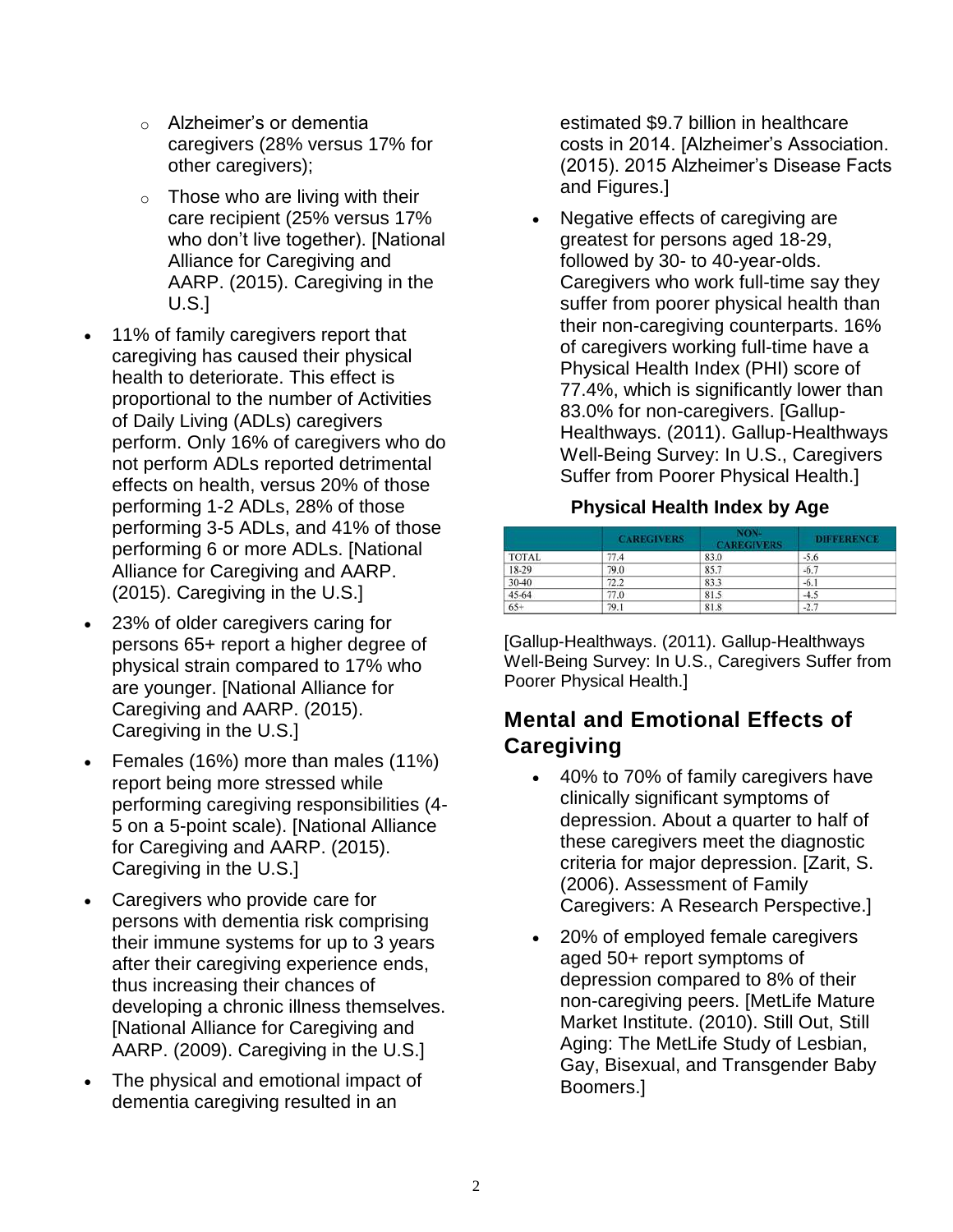- Alzheimer's or dementia caregivers (28% versus 17% for other caregivers);
  - Those who are living with their care recipient (25% versus 17% who don't live together). [National Alliance for Caregiving and AARP. (2015). Caregiving in the U.S.]
- 11% of family caregivers report that caregiving has caused their physical health to deteriorate. This effect is proportional to the number of Activities of Daily Living (ADLs) caregivers perform. Only 16% of caregivers who do not perform ADLs reported detrimental effects on health, versus 20% of those performing 1-2 ADLs, 28% of those performing 3-5 ADLs, and 41% of those performing 6 or more ADLs. [National Alliance for Caregiving and AARP. (2015). Caregiving in the U.S.]
- 23% of older caregivers caring for persons 65+ report a higher degree of physical strain compared to 17% who are younger. [National Alliance for Caregiving and AARP. (2015). Caregiving in the U.S.]
- Females (16%) more than males (11%) report being more stressed while performing caregiving responsibilities (4-5 on a 5-point scale). [National Alliance for Caregiving and AARP. (2015). Caregiving in the U.S.]
- Caregivers who provide care for persons with dementia risk comprising their immune systems for up to 3 years after their caregiving experience ends, thus increasing their chances of developing a chronic illness themselves. [National Alliance for Caregiving and AARP. (2009). Caregiving in the U.S.]
- The physical and emotional impact of dementia caregiving resulted in an estimated $9.7 billion in healthcare costs in 2014. [Alzheimer's Association. (2015). 2015 Alzheimer's Disease Facts and Figures.]
- Negative effects of caregiving are greatest for persons aged 18-29, followed by 30- to 40-year-olds. Caregivers who work full-time say they suffer from poorer physical health than their non-caregiving counterparts. 16% of caregivers working full-time have a Physical Health Index (PHI) score of 77.4%, which is significantly lower than 83.0% for non-caregivers. [Gallup-Healthways. (2011). Gallup-Healthways Well-Being Survey: In U.S., Caregivers Suffer from Poorer Physical Health.]

**Physical Health Index by Age**

| | CAREGIVERS | NON-CAREGIVERS | DIFFERENCE |
|---|---|---|---|
| TOTAL | 77.4 | 83.0 | -5.6 |
| 18-29 | 79.0 | 85.7 | -6.7 |
| 30-40 | 72.2 | 83.3 | -6.1 |
| 45-64 | 77.0 | 81.5 | -4.5 |
| 65+ | 79.1 | 81.8 | -2.7 |

[Gallup-Healthways. (2011). Gallup-Healthways Well-Being Survey: In U.S., Caregivers Suffer from Poorer Physical Health.]

## Mental and Emotional Effects of Caregiving

- 40% to 70% of family caregivers have clinically significant symptoms of depression. About a quarter to half of these caregivers meet the diagnostic criteria for major depression. [Zarit, S. (2006). Assessment of Family Caregivers: A Research Perspective.]
- 20% of employed female caregivers aged 50+ report symptoms of depression compared to 8% of their non-caregiving peers. [MetLife Mature Market Institute. (2010). Still Out, Still Aging: The MetLife Study of Lesbian, Gay, Bisexual, and Transgender Baby Boomers.]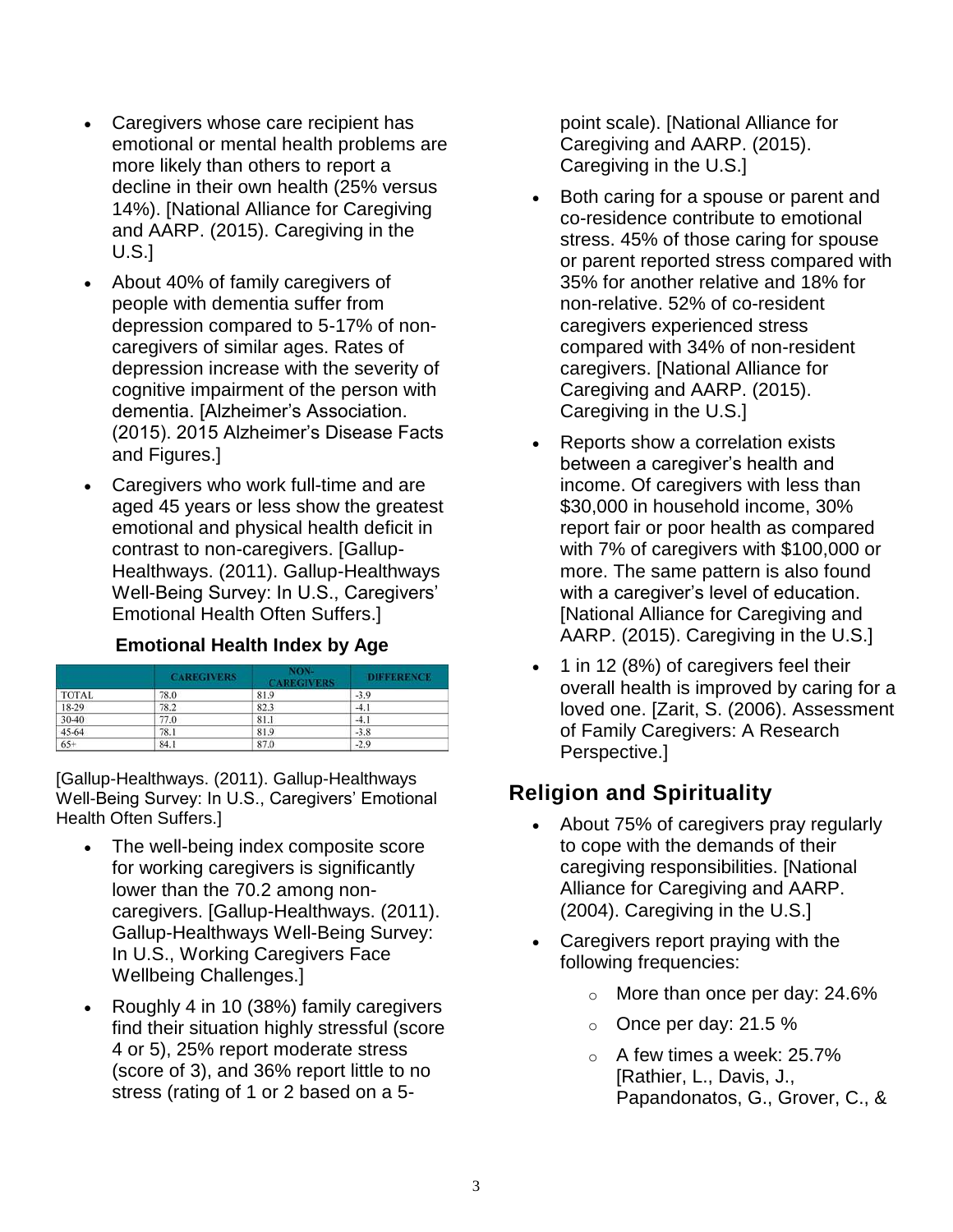- Caregivers whose care recipient has emotional or mental health problems are more likely than others to report a decline in their own health (25% versus 14%). [National Alliance for Caregiving and AARP. (2015). Caregiving in the U.S.]
- About 40% of family caregivers of people with dementia suffer from depression compared to 5-17% of non-caregivers of similar ages. Rates of depression increase with the severity of cognitive impairment of the person with dementia. [Alzheimer's Association. (2015). 2015 Alzheimer's Disease Facts and Figures.]
- Caregivers who work full-time and are aged 45 years or less show the greatest emotional and physical health deficit in contrast to non-caregivers. [Gallup-Healthways. (2011). Gallup-Healthways Well-Being Survey: In U.S., Caregivers' Emotional Health Often Suffers.]

**Emotional Health Index by Age**

| | CAREGIVERS | NON-CAREGIVERS | DIFFERENCE |
|---|---|---|---|
| TOTAL | 78.0 | 81.9 | -3.9 |
| 18-29 | 78.2 | 82.3 | -4.1 |
| 30-40 | 77.0 | 81.1 | -4.1 |
| 45-64 | 78.1 | 81.9 | -3.8 |
| 65+ | 84.1 | 87.0 | -2.9 |

[Gallup-Healthways. (2011). Gallup-Healthways Well-Being Survey: In U.S., Caregivers' Emotional Health Often Suffers.]

- The well-being index composite score for working caregivers is significantly lower than the 70.2 among non-caregivers. [Gallup-Healthways. (2011). Gallup-Healthways Well-Being Survey: In U.S., Working Caregivers Face Wellbeing Challenges.]
- Roughly 4 in 10 (38%) family caregivers find their situation highly stressful (score 4 or 5), 25% report moderate stress (score of 3), and 36% report little to no stress (rating of 1 or 2 based on a 5-point scale). [National Alliance for Caregiving and AARP. (2015). Caregiving in the U.S.]
- Both caring for a spouse or parent and co-residence contribute to emotional stress. 45% of those caring for spouse or parent reported stress compared with 35% for another relative and 18% for non-relative. 52% of co-resident caregivers experienced stress compared with 34% of non-resident caregivers. [National Alliance for Caregiving and AARP. (2015). Caregiving in the U.S.]
- Reports show a correlation exists between a caregiver's health and income. Of caregivers with less than $30,000 in household income, 30% report fair or poor health as compared with 7% of caregivers with $100,000 or more. The same pattern is also found with a caregiver's level of education. [National Alliance for Caregiving and AARP. (2015). Caregiving in the U.S.]
- 1 in 12 (8%) of caregivers feel their overall health is improved by caring for a loved one. [Zarit, S. (2006). Assessment of Family Caregivers: A Research Perspective.]

## Religion and Spirituality

- About 75% of caregivers pray regularly to cope with the demands of their caregiving responsibilities. [National Alliance for Caregiving and AARP. (2004). Caregiving in the U.S.]
- Caregivers report praying with the following frequencies:
  - More than once per day: 24.6%
  - Once per day: 21.5 %
  - A few times a week: 25.7% [Rathier, L., Davis, J., Papandonatos, G., Grover, C., &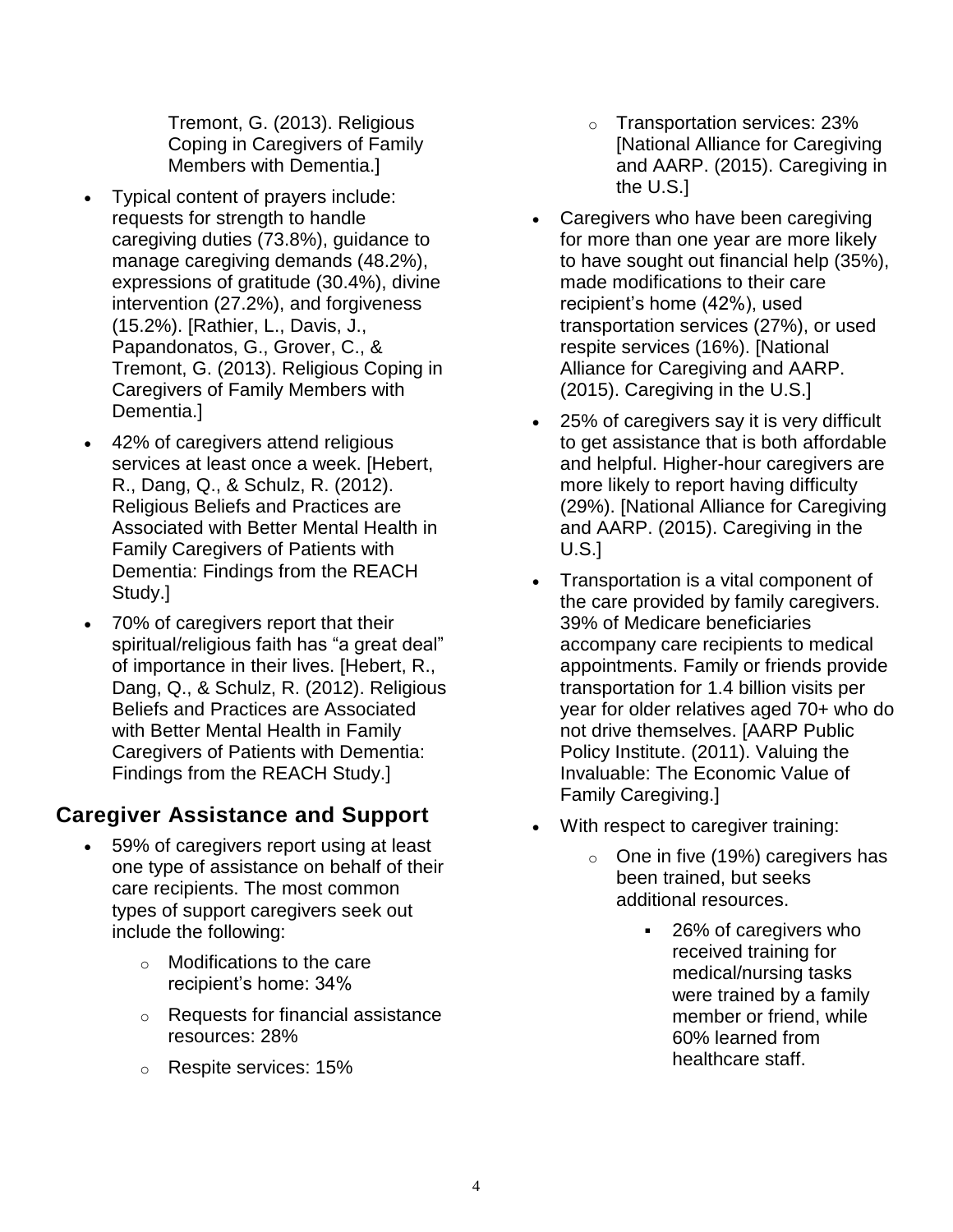Tremont, G. (2013). Religious Coping in Caregivers of Family Members with Dementia.]

- Typical content of prayers include: requests for strength to handle caregiving duties (73.8%), guidance to manage caregiving demands (48.2%), expressions of gratitude (30.4%), divine intervention (27.2%), and forgiveness (15.2%). [Rathier, L., Davis, J., Papandonatos, G., Grover, C., & Tremont, G. (2013). Religious Coping in Caregivers of Family Members with Dementia.]
- 42% of caregivers attend religious services at least once a week. [Hebert, R., Dang, Q., & Schulz, R. (2012). Religious Beliefs and Practices are Associated with Better Mental Health in Family Caregivers of Patients with Dementia: Findings from the REACH Study.]
- 70% of caregivers report that their spiritual/religious faith has "a great deal" of importance in their lives. [Hebert, R., Dang, Q., & Schulz, R. (2012). Religious Beliefs and Practices are Associated with Better Mental Health in Family Caregivers of Patients with Dementia: Findings from the REACH Study.]

## Caregiver Assistance and Support

- 59% of caregivers report using at least one type of assistance on behalf of their care recipients. The most common types of support caregivers seek out include the following:
  - Modifications to the care recipient's home: 34%
  - Requests for financial assistance resources: 28%
  - Respite services: 15%
  - Transportation services: 23% [National Alliance for Caregiving and AARP. (2015). Caregiving in the U.S.]
- Caregivers who have been caregiving for more than one year are more likely to have sought out financial help (35%), made modifications to their care recipient's home (42%), used transportation services (27%), or used respite services (16%). [National Alliance for Caregiving and AARP. (2015). Caregiving in the U.S.]
- 25% of caregivers say it is very difficult to get assistance that is both affordable and helpful. Higher-hour caregivers are more likely to report having difficulty (29%). [National Alliance for Caregiving and AARP. (2015). Caregiving in the U.S.]
- Transportation is a vital component of the care provided by family caregivers. 39% of Medicare beneficiaries accompany care recipients to medical appointments. Family or friends provide transportation for 1.4 billion visits per year for older relatives aged 70+ who do not drive themselves. [AARP Public Policy Institute. (2011). Valuing the Invaluable: The Economic Value of Family Caregiving.]
- With respect to caregiver training:
  - One in five (19%) caregivers has been trained, but seeks additional resources.
    - 26% of caregivers who received training for medical/nursing tasks were trained by a family member or friend, while 60% learned from healthcare staff.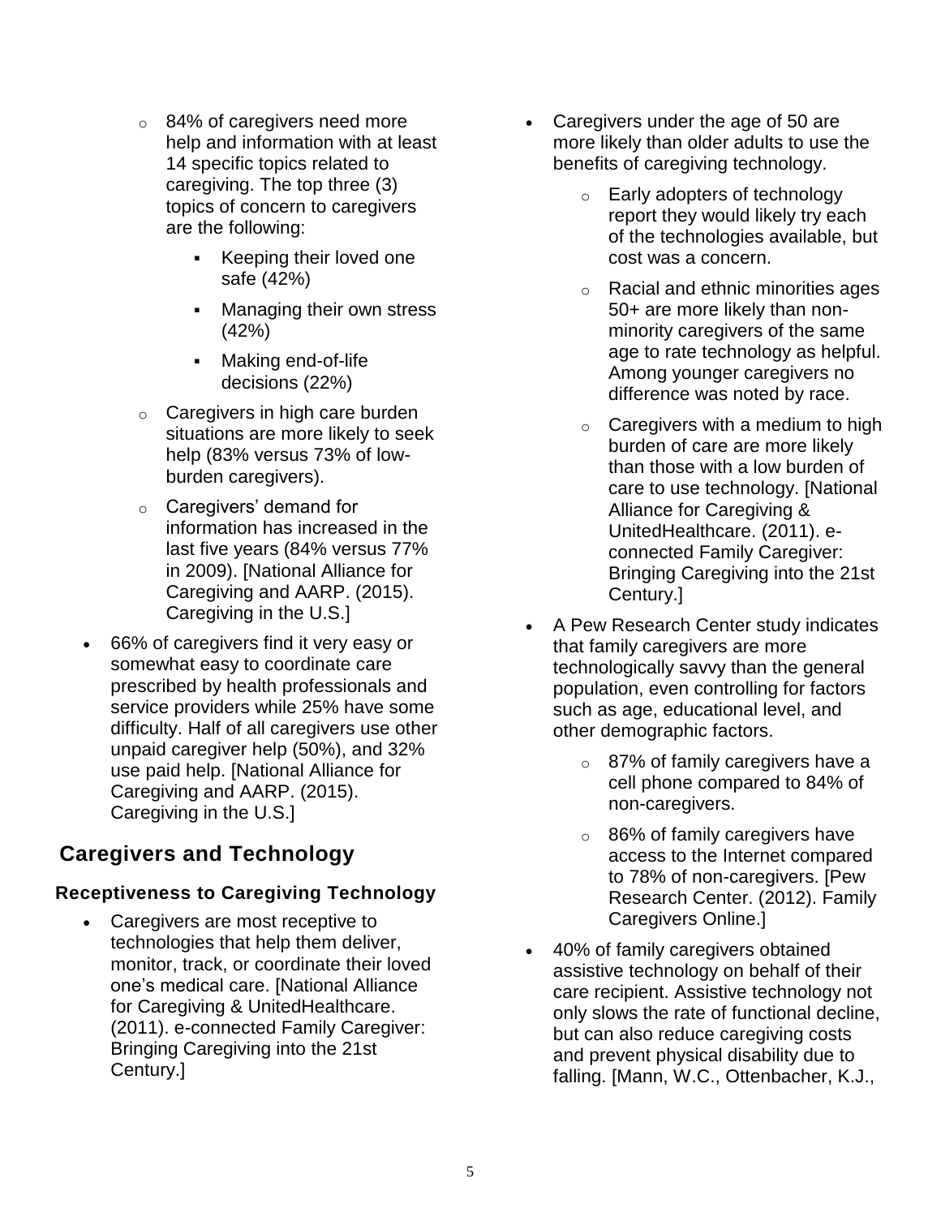- 84% of caregivers need more help and information with at least 14 specific topics related to caregiving. The top three (3) topics of concern to caregivers are the following:
    - Keeping their loved one safe (42%)
    - Managing their own stress (42%)
    - Making end-of-life decisions (22%)
  - Caregivers in high care burden situations are more likely to seek help (83% versus 73% of low-burden caregivers).
  - Caregivers' demand for information has increased in the last five years (84% versus 77% in 2009). [National Alliance for Caregiving and AARP. (2015). Caregiving in the U.S.]
- 66% of caregivers find it very easy or somewhat easy to coordinate care prescribed by health professionals and service providers while 25% have some difficulty. Half of all caregivers use other unpaid caregiver help (50%), and 32% use paid help. [National Alliance for Caregiving and AARP. (2015). Caregiving in the U.S.]

## Caregivers and Technology

### Receptiveness to Caregiving Technology

- Caregivers are most receptive to technologies that help them deliver, monitor, track, or coordinate their loved one's medical care. [National Alliance for Caregiving & UnitedHealthcare. (2011). e-connected Family Caregiver: Bringing Caregiving into the 21st Century.]
- Caregivers under the age of 50 are more likely than older adults to use the benefits of caregiving technology.
  - Early adopters of technology report they would likely try each of the technologies available, but cost was a concern.
  - Racial and ethnic minorities ages 50+ are more likely than non-minority caregivers of the same age to rate technology as helpful. Among younger caregivers no difference was noted by race.
  - Caregivers with a medium to high burden of care are more likely than those with a low burden of care to use technology. [National Alliance for Caregiving & UnitedHealthcare. (2011). e-connected Family Caregiver: Bringing Caregiving into the 21st Century.]
- A Pew Research Center study indicates that family caregivers are more technologically savvy than the general population, even controlling for factors such as age, educational level, and other demographic factors.
  - 87% of family caregivers have a cell phone compared to 84% of non-caregivers.
  - 86% of family caregivers have access to the Internet compared to 78% of non-caregivers. [Pew Research Center. (2012). Family Caregivers Online.]
- 40% of family caregivers obtained assistive technology on behalf of their care recipient. Assistive technology not only slows the rate of functional decline, but can also reduce caregiving costs and prevent physical disability due to falling. [Mann, W.C., Ottenbacher, K.J.,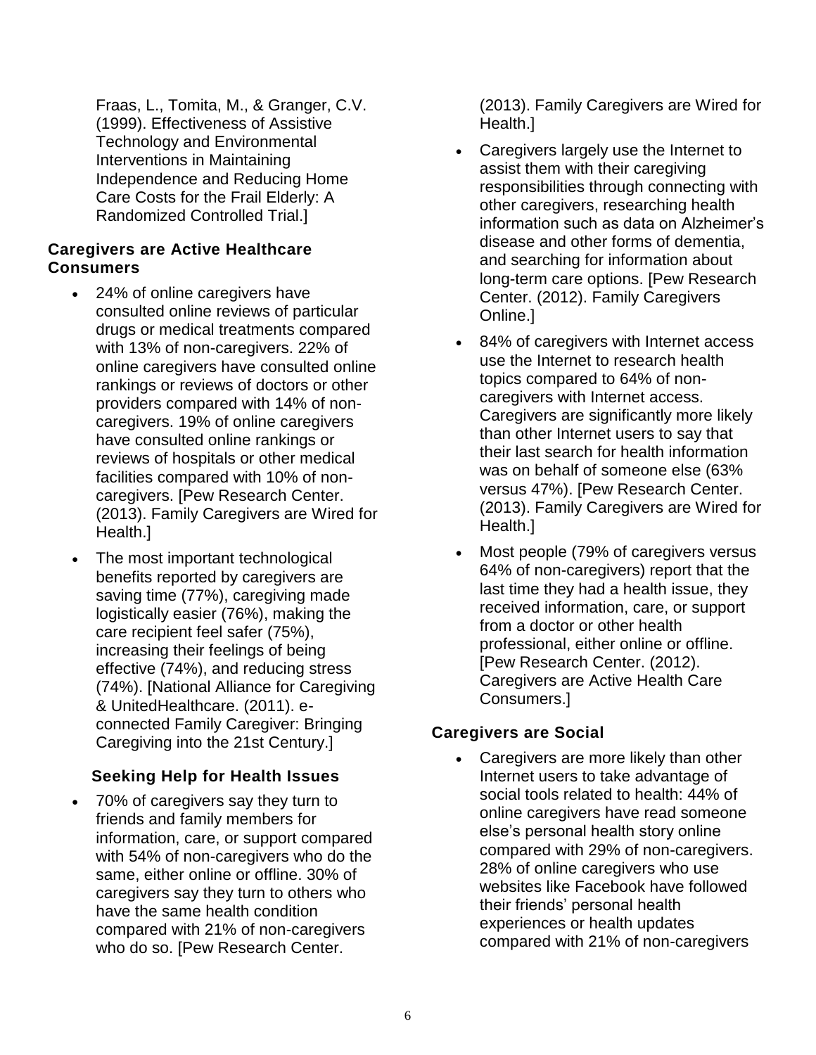Fraas, L., Tomita, M., & Granger, C.V. (1999). Effectiveness of Assistive Technology and Environmental Interventions in Maintaining Independence and Reducing Home Care Costs for the Frail Elderly: A Randomized Controlled Trial.]

### Caregivers are Active Healthcare Consumers

- 24% of online caregivers have consulted online reviews of particular drugs or medical treatments compared with 13% of non-caregivers. 22% of online caregivers have consulted online rankings or reviews of doctors or other providers compared with 14% of non-caregivers. 19% of online caregivers have consulted online rankings or reviews of hospitals or other medical facilities compared with 10% of non-caregivers. [Pew Research Center. (2013). Family Caregivers are Wired for Health.]
- The most important technological benefits reported by caregivers are saving time (77%), caregiving made logistically easier (76%), making the care recipient feel safer (75%), increasing their feelings of being effective (74%), and reducing stress (74%). [National Alliance for Caregiving & UnitedHealthcare. (2011). e-connected Family Caregiver: Bringing Caregiving into the 21st Century.]

### Seeking Help for Health Issues

- 70% of caregivers say they turn to friends and family members for information, care, or support compared with 54% of non-caregivers who do the same, either online or offline. 30% of caregivers say they turn to others who have the same health condition compared with 21% of non-caregivers who do so. [Pew Research Center. (2013). Family Caregivers are Wired for Health.]
- Caregivers largely use the Internet to assist them with their caregiving responsibilities through connecting with other caregivers, researching health information such as data on Alzheimer's disease and other forms of dementia, and searching for information about long-term care options. [Pew Research Center. (2012). Family Caregivers Online.]
- 84% of caregivers with Internet access use the Internet to research health topics compared to 64% of non-caregivers with Internet access. Caregivers are significantly more likely than other Internet users to say that their last search for health information was on behalf of someone else (63% versus 47%). [Pew Research Center. (2013). Family Caregivers are Wired for Health.]
- Most people (79% of caregivers versus 64% of non-caregivers) report that the last time they had a health issue, they received information, care, or support from a doctor or other health professional, either online or offline. [Pew Research Center. (2012). Caregivers are Active Health Care Consumers.]

### Caregivers are Social

- Caregivers are more likely than other Internet users to take advantage of social tools related to health: 44% of online caregivers have read someone else's personal health story online compared with 29% of non-caregivers. 28% of online caregivers who use websites like Facebook have followed their friends' personal health experiences or health updates compared with 21% of non-caregivers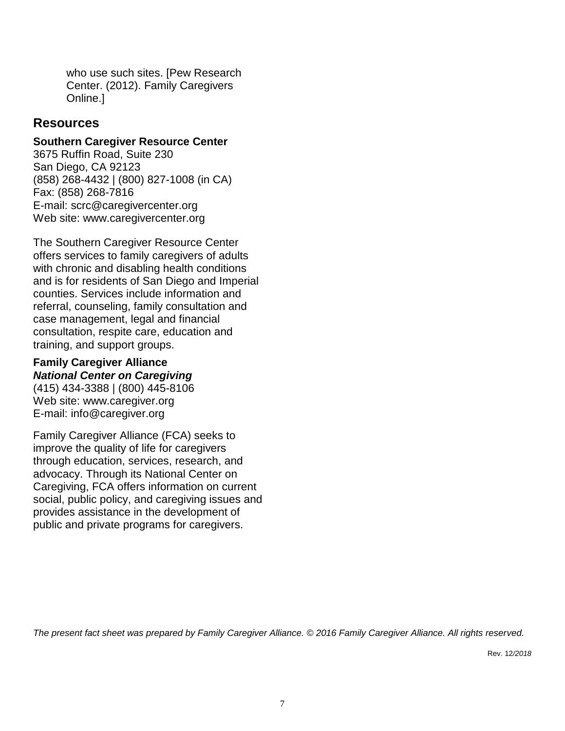who use such sites. [Pew Research Center. (2012). Family Caregivers Online.]

## Resources

**Southern Caregiver Resource Center**
3675 Ruffin Road, Suite 230
San Diego, CA 92123
(858) 268-4432 | (800) 827-1008 (in CA)
Fax: (858) 268-7816
E-mail: scrc@caregivercenter.org
Web site: www.caregivercenter.org

The Southern Caregiver Resource Center offers services to family caregivers of adults with chronic and disabling health conditions and is for residents of San Diego and Imperial counties. Services include information and referral, counseling, family consultation and case management, legal and financial consultation, respite care, education and training, and support groups.

**Family Caregiver Alliance**
***National Center on Caregiving***
(415) 434-3388 | (800) 445-8106
Web site: www.caregiver.org
E-mail: info@caregiver.org

Family Caregiver Alliance (FCA) seeks to improve the quality of life for caregivers through education, services, research, and advocacy. Through its National Center on Caregiving, FCA offers information on current social, public policy, and caregiving issues and provides assistance in the development of public and private programs for caregivers.

*The present fact sheet was prepared by Family Caregiver Alliance. © 2016 Family Caregiver Alliance. All rights reserved.*

Rev. 12/*2018*